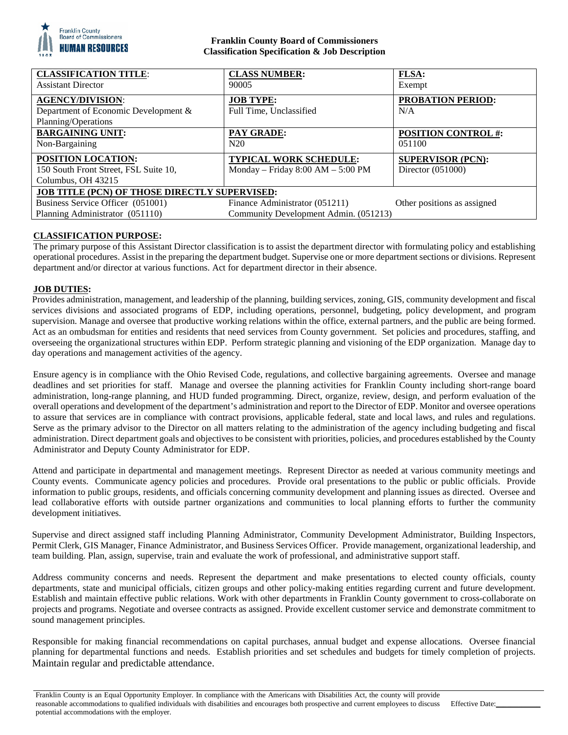**Franklin County Board of Commissioners**
**Classification Specification & Job Description**

| **CLASSIFICATION TITLE**: Assistant Director | **CLASS NUMBER:** 90005 | **FLSA:** Exempt |
|---|---|---|
| **AGENCY/DIVISION**: Department of Economic Development & Planning/Operations | **JOB TYPE:** Full Time, Unclassified | **PROBATION PERIOD:** N/A |
| **BARGAINING UNIT:** Non-Bargaining | **PAY GRADE:** N20 | **POSITION CONTROL #:** 051100 |
| **POSITION LOCATION:** 150 South Front Street, FSL Suite 10, Columbus, OH 43215 | **TYPICAL WORK SCHEDULE:** Monday – Friday 8:00 AM – 5:00 PM | **SUPERVISOR (PCN):** Director (051000) |
| **JOB TITLE (PCN) OF THOSE DIRECTLY SUPERVISED:** | | |
| Business Service Officer (051001) | Finance Administrator (051211) | Other positions as assigned |
| Planning Administrator (051110) | Community Development Admin. (051213) | |

## CLASSIFICATION PURPOSE:

The primary purpose of this Assistant Director classification is to assist the department director with formulating policy and establishing operational procedures. Assist in the preparing the department budget. Supervise one or more department sections or divisions. Represent department and/or director at various functions. Act for department director in their absence.

## JOB DUTIES:

Provides administration, management, and leadership of the planning, building services, zoning, GIS, community development and fiscal services divisions and associated programs of EDP, including operations, personnel, budgeting, policy development, and program supervision. Manage and oversee that productive working relations within the office, external partners, and the public are being formed. Act as an ombudsman for entities and residents that need services from County government. Set policies and procedures, staffing, and overseeing the organizational structures within EDP. Perform strategic planning and visioning of the EDP organization. Manage day to day operations and management activities of the agency.

Ensure agency is in compliance with the Ohio Revised Code, regulations, and collective bargaining agreements. Oversee and manage deadlines and set priorities for staff. Manage and oversee the planning activities for Franklin County including short-range board administration, long-range planning, and HUD funded programming. Direct, organize, review, design, and perform evaluation of the overall operations and development of the department's administration and report to the Director of EDP. Monitor and oversee operations to assure that services are in compliance with contract provisions, applicable federal, state and local laws, and rules and regulations. Serve as the primary advisor to the Director on all matters relating to the administration of the agency including budgeting and fiscal administration. Direct department goals and objectives to be consistent with priorities, policies, and procedures established by the County Administrator and Deputy County Administrator for EDP.

Attend and participate in departmental and management meetings. Represent Director as needed at various community meetings and County events. Communicate agency policies and procedures. Provide oral presentations to the public or public officials. Provide information to public groups, residents, and officials concerning community development and planning issues as directed. Oversee and lead collaborative efforts with outside partner organizations and communities to local planning efforts to further the community development initiatives.

Supervise and direct assigned staff including Planning Administrator, Community Development Administrator, Building Inspectors, Permit Clerk, GIS Manager, Finance Administrator, and Business Services Officer. Provide management, organizational leadership, and team building. Plan, assign, supervise, train and evaluate the work of professional, and administrative support staff.

Address community concerns and needs. Represent the department and make presentations to elected county officials, county departments, state and municipal officials, citizen groups and other policy-making entities regarding current and future development. Establish and maintain effective public relations. Work with other departments in Franklin County government to cross-collaborate on projects and programs. Negotiate and oversee contracts as assigned. Provide excellent customer service and demonstrate commitment to sound management principles.

Responsible for making financial recommendations on capital purchases, annual budget and expense allocations. Oversee financial planning for departmental functions and needs. Establish priorities and set schedules and budgets for timely completion of projects. Maintain regular and predictable attendance.

Franklin County is an Equal Opportunity Employer. In compliance with the Americans with Disabilities Act, the county will provide reasonable accommodations to qualified individuals with disabilities and encourages both prospective and current employees to discuss potential accommodations with the employer. Effective Date:\_\_\_\_\_\_\_\_\_\_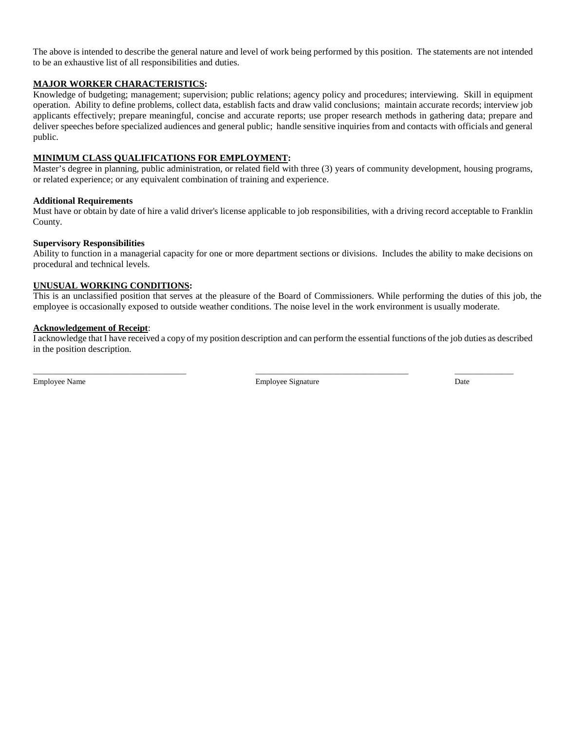The above is intended to describe the general nature and level of work being performed by this position. The statements are not intended to be an exhaustive list of all responsibilities and duties.

## MAJOR WORKER CHARACTERISTICS:

Knowledge of budgeting; management; supervision; public relations; agency policy and procedures; interviewing. Skill in equipment operation. Ability to define problems, collect data, establish facts and draw valid conclusions; maintain accurate records; interview job applicants effectively; prepare meaningful, concise and accurate reports; use proper research methods in gathering data; prepare and deliver speeches before specialized audiences and general public; handle sensitive inquiries from and contacts with officials and general public.

## MINIMUM CLASS QUALIFICATIONS FOR EMPLOYMENT:

Master's degree in planning, public administration, or related field with three (3) years of community development, housing programs, or related experience; or any equivalent combination of training and experience.

### Additional Requirements

Must have or obtain by date of hire a valid driver's license applicable to job responsibilities, with a driving record acceptable to Franklin County.

### Supervisory Responsibilities

Ability to function in a managerial capacity for one or more department sections or divisions. Includes the ability to make decisions on procedural and technical levels.

## UNUSUAL WORKING CONDITIONS:

This is an unclassified position that serves at the pleasure of the Board of Commissioners. While performing the duties of this job, the employee is occasionally exposed to outside weather conditions. The noise level in the work environment is usually moderate.

## Acknowledgement of Receipt:

I acknowledge that I have received a copy of my position description and can perform the essential functions of the job duties as described in the position description.

| | | |
|---|---|---|
| ___________________________________ | ___________________________________ | ______________ |
| Employee Name | Employee Signature | Date |